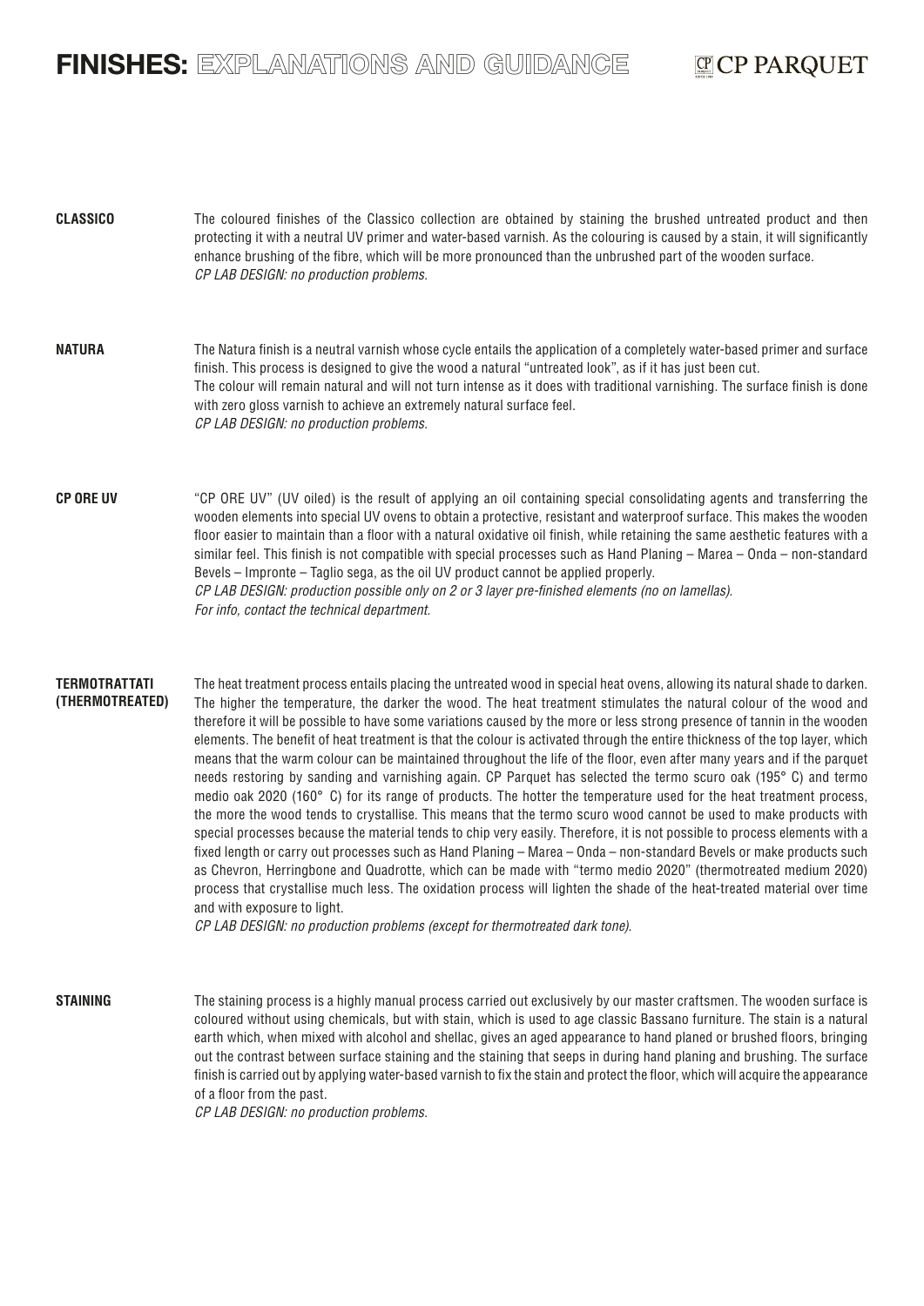# FINISHES: EXPLANATIONS AND GUIDANCE

CP PARQUET

**CLASSICO**

The coloured finishes of the Classico collection are obtained by staining the brushed untreated product and then protecting it with a neutral UV primer and water-based varnish. As the colouring is caused by a stain, it will significantly enhance brushing of the fibre, which will be more pronounced than the unbrushed part of the wooden surface.
*CP LAB DESIGN: no production problems.*

**NATURA**

The Natura finish is a neutral varnish whose cycle entails the application of a completely water-based primer and surface finish. This process is designed to give the wood a natural "untreated look", as if it has just been cut.
The colour will remain natural and will not turn intense as it does with traditional varnishing. The surface finish is done with zero gloss varnish to achieve an extremely natural surface feel.
*CP LAB DESIGN: no production problems.*

**CP ORE UV**

"CP ORE UV" (UV oiled) is the result of applying an oil containing special consolidating agents and transferring the wooden elements into special UV ovens to obtain a protective, resistant and waterproof surface. This makes the wooden floor easier to maintain than a floor with a natural oxidative oil finish, while retaining the same aesthetic features with a similar feel. This finish is not compatible with special processes such as Hand Planing – Marea – Onda – non-standard Bevels – Impronte – Taglio sega, as the oil UV product cannot be applied properly.
*CP LAB DESIGN: production possible only on 2 or 3 layer pre-finished elements (no on lamellas).*
*For info, contact the technical department.*

**TERMOTRATTATI (THERMOTREATED)**

The heat treatment process entails placing the untreated wood in special heat ovens, allowing its natural shade to darken. The higher the temperature, the darker the wood. The heat treatment stimulates the natural colour of the wood and therefore it will be possible to have some variations caused by the more or less strong presence of tannin in the wooden elements. The benefit of heat treatment is that the colour is activated through the entire thickness of the top layer, which means that the warm colour can be maintained throughout the life of the floor, even after many years and if the parquet needs restoring by sanding and varnishing again. CP Parquet has selected the termo scuro oak (195° C) and termo medio oak 2020 (160° C) for its range of products. The hotter the temperature used for the heat treatment process, the more the wood tends to crystallise. This means that the termo scuro wood cannot be used to make products with special processes because the material tends to chip very easily. Therefore, it is not possible to process elements with a fixed length or carry out processes such as Hand Planing – Marea – Onda – non-standard Bevels or make products such as Chevron, Herringbone and Quadrotte, which can be made with "termo medio 2020" (thermotreated medium 2020) process that crystallise much less. The oxidation process will lighten the shade of the heat-treated material over time and with exposure to light.
*CP LAB DESIGN: no production problems (except for thermotreated dark tone).*

**STAINING**

The staining process is a highly manual process carried out exclusively by our master craftsmen. The wooden surface is coloured without using chemicals, but with stain, which is used to age classic Bassano furniture. The stain is a natural earth which, when mixed with alcohol and shellac, gives an aged appearance to hand planed or brushed floors, bringing out the contrast between surface staining and the staining that seeps in during hand planing and brushing. The surface finish is carried out by applying water-based varnish to fix the stain and protect the floor, which will acquire the appearance of a floor from the past.
*CP LAB DESIGN: no production problems.*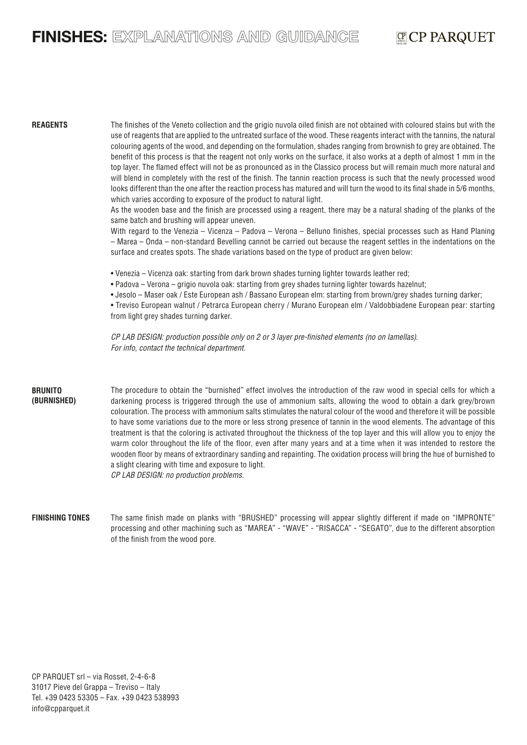# FINISHES: EXPLANATIONS AND GUIDANCE

**REAGENTS**

The finishes of the Veneto collection and the grigio nuvola oiled finish are not obtained with coloured stains but with the use of reagents that are applied to the untreated surface of the wood. These reagents interact with the tannins, the natural colouring agents of the wood, and depending on the formulation, shades ranging from brownish to grey are obtained. The benefit of this process is that the reagent not only works on the surface, it also works at a depth of almost 1 mm in the top layer. The flamed effect will not be as pronounced as in the Classico process but will remain much more natural and will blend in completely with the rest of the finish. The tannin reaction process is such that the newly processed wood looks different than the one after the reaction process has matured and will turn the wood to its final shade in 5/6 months, which varies according to exposure of the product to natural light.

As the wooden base and the finish are processed using a reagent, there may be a natural shading of the planks of the same batch and brushing will appear uneven.

With regard to the Venezia – Vicenza – Padova – Verona – Belluno finishes, special processes such as Hand Planing – Marea – Onda – non-standard Bevelling cannot be carried out because the reagent settles in the indentations on the surface and creates spots. The shade variations based on the type of product are given below:

- Venezia – Vicenza oak: starting from dark brown shades turning lighter towards leather red;
- Padova – Verona – grigio nuvola oak: starting from grey shades turning lighter towards hazelnut;
- Jesolo – Maser oak / Este European ash / Bassano European elm: starting from brown/grey shades turning darker;
- Treviso European walnut / Petrarca European cherry / Murano European elm / Valdobbiadene European pear: starting from light grey shades turning darker.

*CP LAB DESIGN: production possible only on 2 or 3 layer pre-finished elements (no on lamellas).*
*For info, contact the technical department.*

**BRUNITO (BURNISHED)**

The procedure to obtain the "burnished" effect involves the introduction of the raw wood in special cells for which a darkening process is triggered through the use of ammonium salts, allowing the wood to obtain a dark grey/brown colouration. The process with ammonium salts stimulates the natural colour of the wood and therefore it will be possible to have some variations due to the more or less strong presence of tannin in the wood elements. The advantage of this treatment is that the coloring is activated throughout the thickness of the top layer and this will allow you to enjoy the warm color throughout the life of the floor, even after many years and at a time when it was intended to restore the wooden floor by means of extraordinary sanding and repainting. The oxidation process will bring the hue of burnished to a slight clearing with time and exposure to light.

*CP LAB DESIGN: no production problems.*

**FINISHING TONES**

The same finish made on planks with "BRUSHED" processing will appear slightly different if made on "IMPRONTE" processing and other machining such as "MAREA" - "WAVE" - "RISACCA" - "SEGATO", due to the different absorption of the finish from the wood pore.

CP PARQUET srl – via Rosset, 2-4-6-8
31017 Pieve del Grappa – Treviso – Italy
Tel. +39 0423 53305 – Fax. +39 0423 538993
info@cpparquet.it